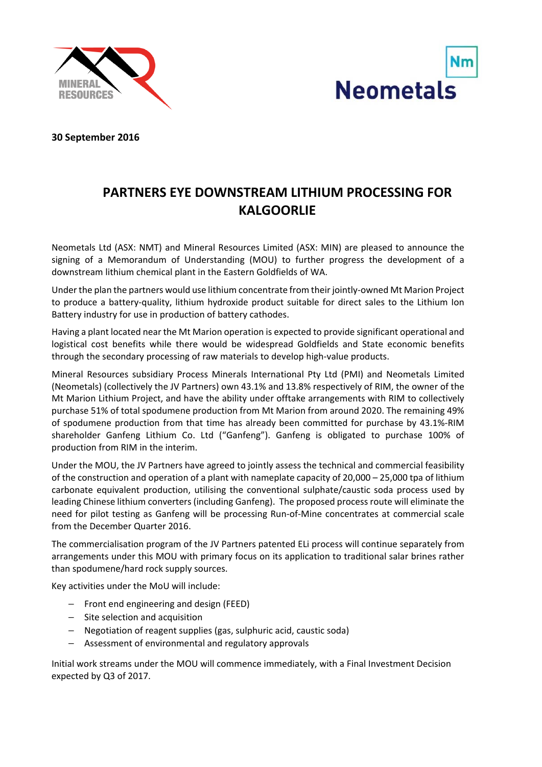**30 September 2016**

# PARTNERS EYE DOWNSTREAM LITHIUM PROCESSING FOR KALGOORLIE

Neometals Ltd (ASX: NMT) and Mineral Resources Limited (ASX: MIN) are pleased to announce the signing of a Memorandum of Understanding (MOU) to further progress the development of a downstream lithium chemical plant in the Eastern Goldfields of WA.

Under the plan the partners would use lithium concentrate from their jointly-owned Mt Marion Project to produce a battery-quality, lithium hydroxide product suitable for direct sales to the Lithium Ion Battery industry for use in production of battery cathodes.

Having a plant located near the Mt Marion operation is expected to provide significant operational and logistical cost benefits while there would be widespread Goldfields and State economic benefits through the secondary processing of raw materials to develop high-value products.

Mineral Resources subsidiary Process Minerals International Pty Ltd (PMI) and Neometals Limited (Neometals) (collectively the JV Partners) own 43.1% and 13.8% respectively of RIM, the owner of the Mt Marion Lithium Project, and have the ability under offtake arrangements with RIM to collectively purchase 51% of total spodumene production from Mt Marion from around 2020. The remaining 49% of spodumene production from that time has already been committed for purchase by 43.1%-RIM shareholder Ganfeng Lithium Co. Ltd ("Ganfeng"). Ganfeng is obligated to purchase 100% of production from RIM in the interim.

Under the MOU, the JV Partners have agreed to jointly assess the technical and commercial feasibility of the construction and operation of a plant with nameplate capacity of 20,000 – 25,000 tpa of lithium carbonate equivalent production, utilising the conventional sulphate/caustic soda process used by leading Chinese lithium converters (including Ganfeng). The proposed process route will eliminate the need for pilot testing as Ganfeng will be processing Run-of-Mine concentrates at commercial scale from the December Quarter 2016.

The commercialisation program of the JV Partners patented ELi process will continue separately from arrangements under this MOU with primary focus on its application to traditional salar brines rather than spodumene/hard rock supply sources.

Key activities under the MoU will include:

- Front end engineering and design (FEED)
- Site selection and acquisition
- Negotiation of reagent supplies (gas, sulphuric acid, caustic soda)
- Assessment of environmental and regulatory approvals

Initial work streams under the MOU will commence immediately, with a Final Investment Decision expected by Q3 of 2017.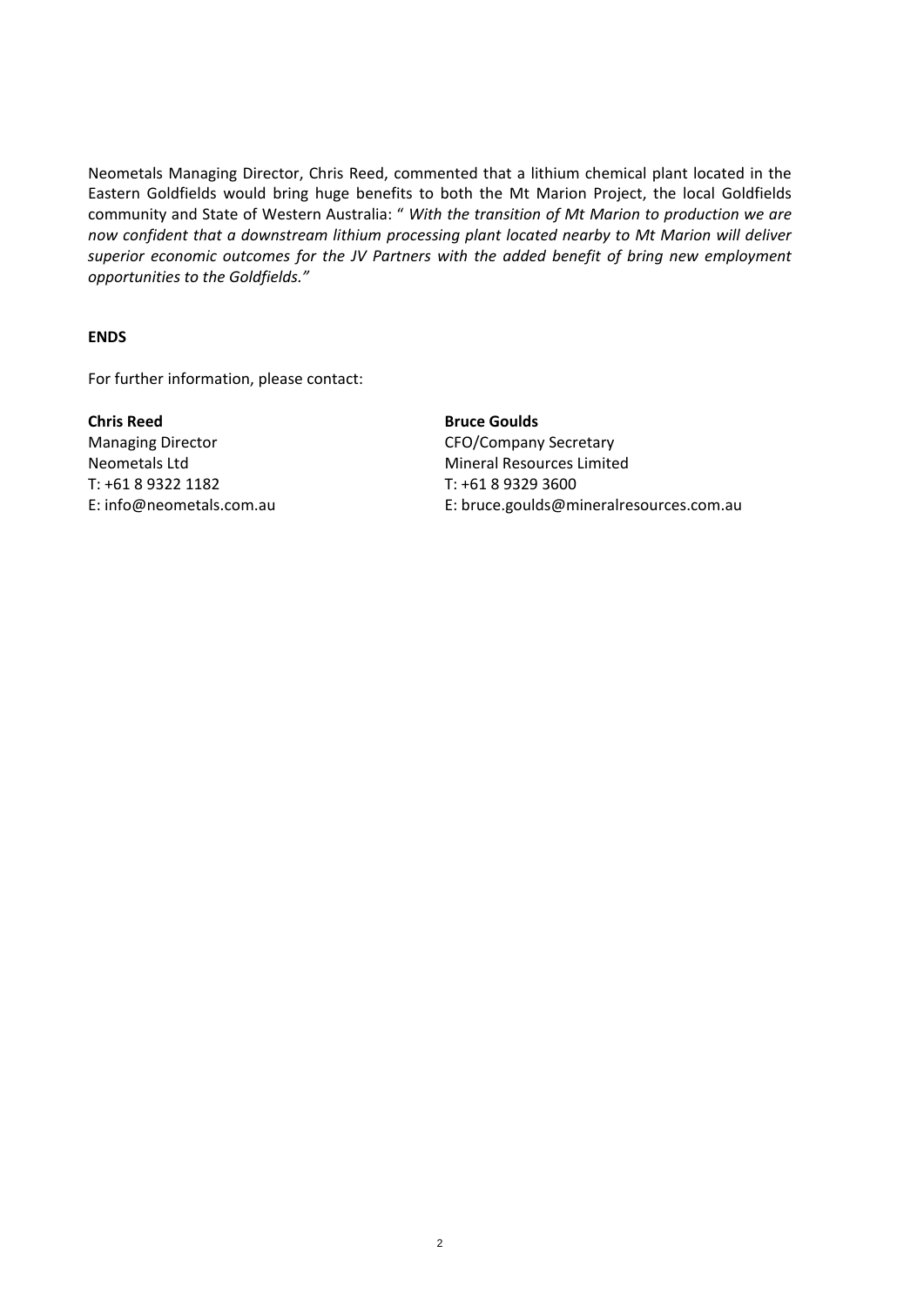Neometals Managing Director, Chris Reed, commented that a lithium chemical plant located in the Eastern Goldfields would bring huge benefits to both the Mt Marion Project, the local Goldfields community and State of Western Australia: " *With the transition of Mt Marion to production we are now confident that a downstream lithium processing plant located nearby to Mt Marion will deliver superior economic outcomes for the JV Partners with the added benefit of bring new employment opportunities to the Goldfields."*

**ENDS**

For further information, please contact:

**Chris Reed**
Managing Director
Neometals Ltd
T: +61 8 9322 1182
E: info@neometals.com.au

**Bruce Goulds**
CFO/Company Secretary
Mineral Resources Limited
T: +61 8 9329 3600
E: bruce.goulds@mineralresources.com.au